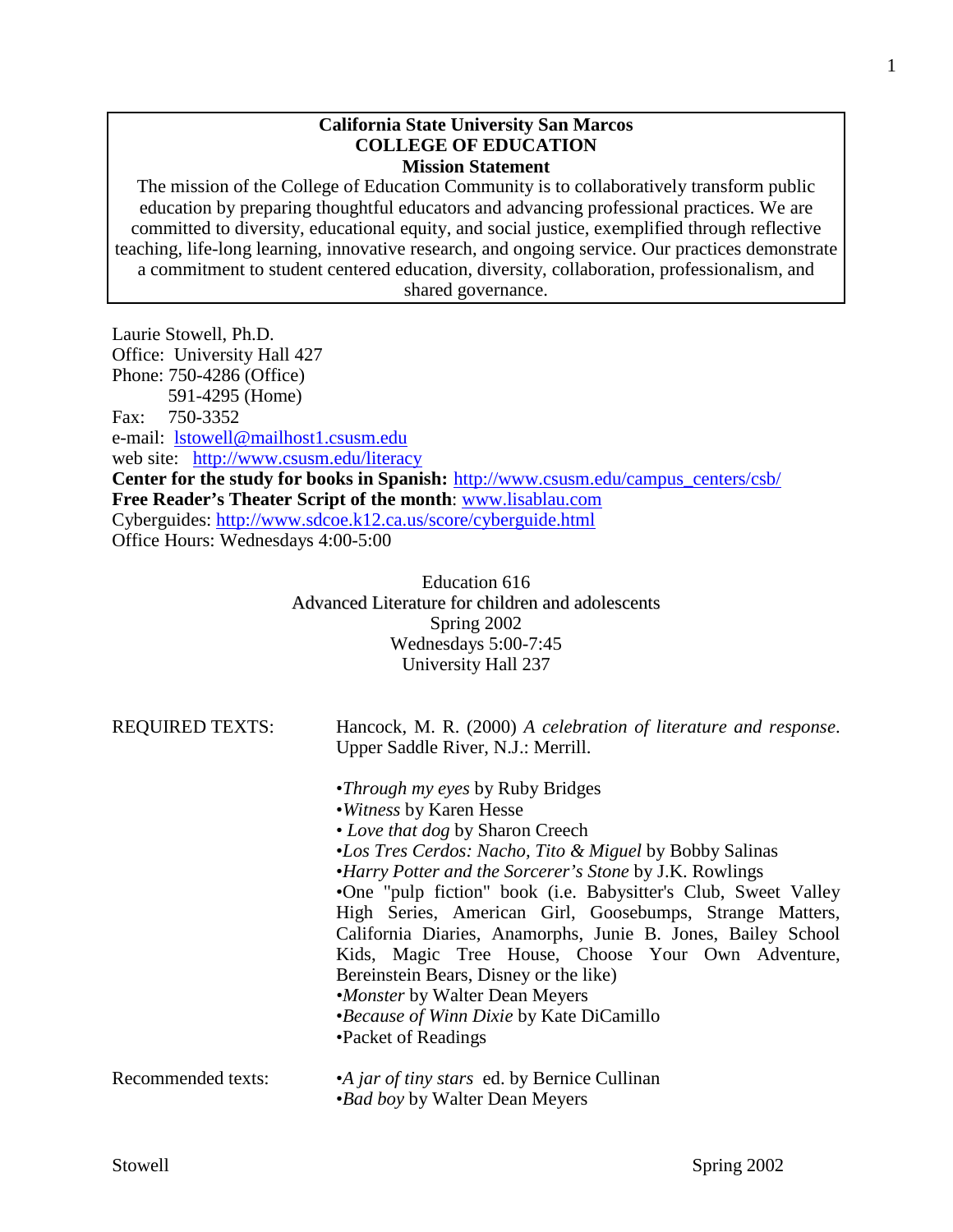**California State University San Marcos**
**COLLEGE OF EDUCATION**
**Mission Statement**

The mission of the College of Education Community is to collaboratively transform public education by preparing thoughtful educators and advancing professional practices. We are committed to diversity, educational equity, and social justice, exemplified through reflective teaching, life-long learning, innovative research, and ongoing service. Our practices demonstrate a commitment to student centered education, diversity, collaboration, professionalism, and shared governance.

Laurie Stowell, Ph.D.
Office: University Hall 427
Phone: 750-4286 (Office)
591-4295 (Home)
Fax: 750-3352
e-mail: lstowell@mailhost1.csusm.edu
web site: http://www.csusm.edu/literacy
**Center for the study for books in Spanish:** http://www.csusm.edu/campus_centers/csb/
**Free Reader's Theater Script of the month**: www.lisablau.com
Cyberguides: http://www.sdcoe.k12.ca.us/score/cyberguide.html
Office Hours: Wednesdays 4:00-5:00

Education 616
Advanced Literature for children and adolescents
Spring 2002
Wednesdays 5:00-7:45
University Hall 237

REQUIRED TEXTS: Hancock, M. R. (2000) *A celebration of literature and response*. Upper Saddle River, N.J.: Merrill.

- *Through my eyes* by Ruby Bridges
- *Witness* by Karen Hesse
- *Love that dog* by Sharon Creech
- *Los Tres Cerdos: Nacho, Tito & Miguel* by Bobby Salinas
- *Harry Potter and the Sorcerer's Stone* by J.K. Rowlings
- One "pulp fiction" book (i.e. Babysitter's Club, Sweet Valley High Series, American Girl, Goosebumps, Strange Matters, California Diaries, Anamorphs, Junie B. Jones, Bailey School Kids, Magic Tree House, Choose Your Own Adventure, Bereinstein Bears, Disney or the like)
- *Monster* by Walter Dean Meyers
- *Because of Winn Dixie* by Kate DiCamillo
- Packet of Readings

Recommended texts:

- *A jar of tiny stars* ed. by Bernice Cullinan
- *Bad boy* by Walter Dean Meyers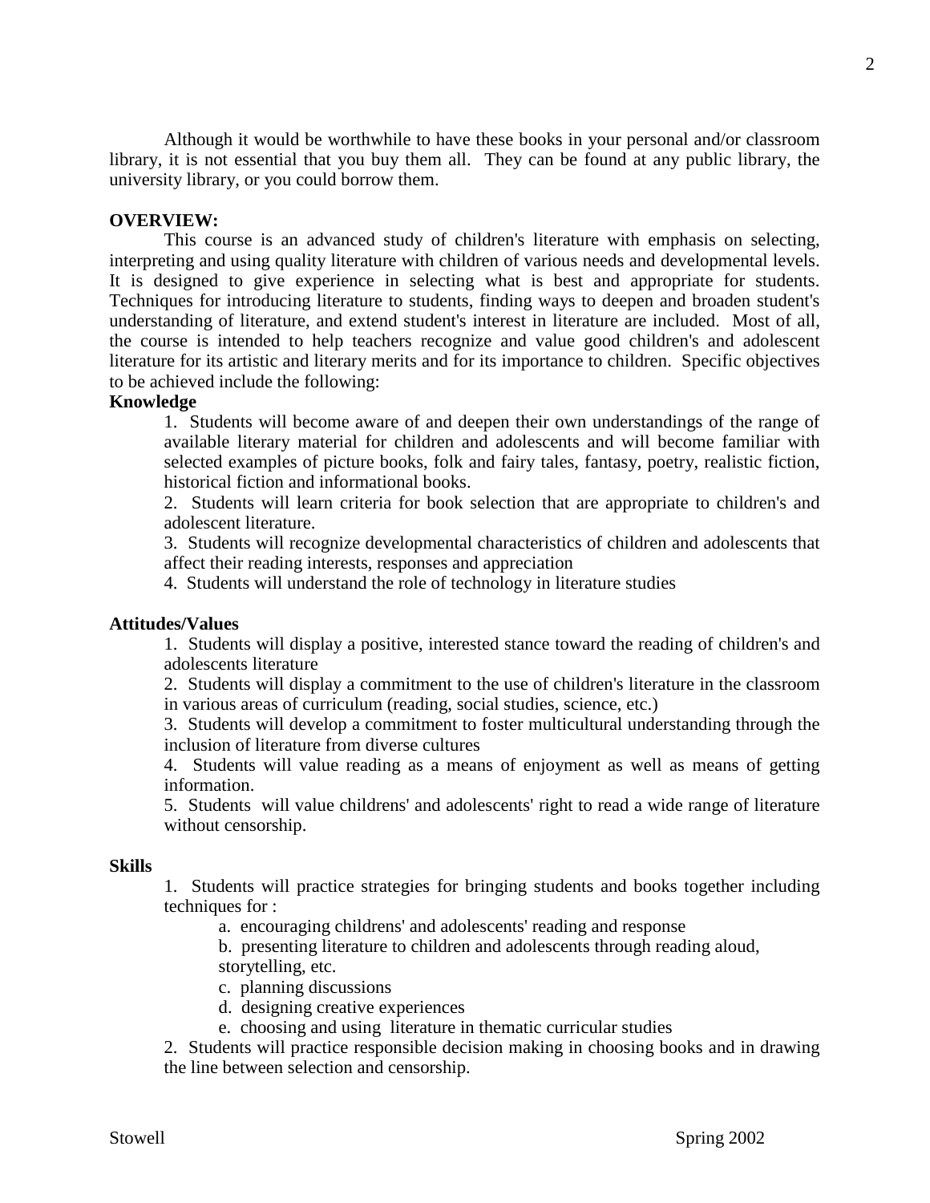Although it would be worthwhile to have these books in your personal and/or classroom library, it is not essential that you buy them all. They can be found at any public library, the university library, or you could borrow them.

**OVERVIEW:**

This course is an advanced study of children's literature with emphasis on selecting, interpreting and using quality literature with children of various needs and developmental levels. It is designed to give experience in selecting what is best and appropriate for students. Techniques for introducing literature to students, finding ways to deepen and broaden student's understanding of literature, and extend student's interest in literature are included. Most of all, the course is intended to help teachers recognize and value good children's and adolescent literature for its artistic and literary merits and for its importance to children. Specific objectives to be achieved include the following:

**Knowledge**

1. Students will become aware of and deepen their own understandings of the range of available literary material for children and adolescents and will become familiar with selected examples of picture books, folk and fairy tales, fantasy, poetry, realistic fiction, historical fiction and informational books.
2. Students will learn criteria for book selection that are appropriate to children's and adolescent literature.
3. Students will recognize developmental characteristics of children and adolescents that affect their reading interests, responses and appreciation
4. Students will understand the role of technology in literature studies

**Attitudes/Values**

1. Students will display a positive, interested stance toward the reading of children's and adolescents literature
2. Students will display a commitment to the use of children's literature in the classroom in various areas of curriculum (reading, social studies, science, etc.)
3. Students will develop a commitment to foster multicultural understanding through the inclusion of literature from diverse cultures
4. Students will value reading as a means of enjoyment as well as means of getting information.
5. Students will value childrens' and adolescents' right to read a wide range of literature without censorship.

**Skills**

1. Students will practice strategies for bringing students and books together including techniques for :
   a. encouraging childrens' and adolescents' reading and response
   b. presenting literature to children and adolescents through reading aloud, storytelling, etc.
   c. planning discussions
   d. designing creative experiences
   e. choosing and using literature in thematic curricular studies
2. Students will practice responsible decision making in choosing books and in drawing the line between selection and censorship.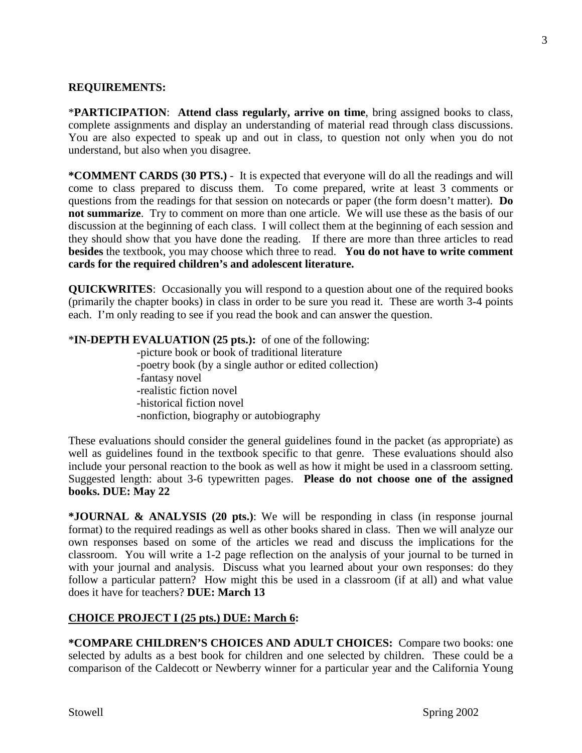**REQUIREMENTS:**

***PARTICIPATION**: **Attend class regularly, arrive on time**, bring assigned books to class, complete assignments and display an understanding of material read through class discussions. You are also expected to speak up and out in class, to question not only when you do not understand, but also when you disagree.

***COMMENT CARDS (30 PTS.)** - It is expected that everyone will do all the readings and will come to class prepared to discuss them. To come prepared, write at least 3 comments or questions from the readings for that session on notecards or paper (the form doesn't matter). **Do not summarize**. Try to comment on more than one article. We will use these as the basis of our discussion at the beginning of each class. I will collect them at the beginning of each session and they should show that you have done the reading. If there are more than three articles to read **besides** the textbook, you may choose which three to read. **You do not have to write comment cards for the required children's and adolescent literature.**

**QUICKWRITES**: Occasionally you will respond to a question about one of the required books (primarily the chapter books) in class in order to be sure you read it. These are worth 3-4 points each. I'm only reading to see if you read the book and can answer the question.

***IN-DEPTH EVALUATION (25 pts.):** of one of the following:

- picture book or book of traditional literature
- poetry book (by a single author or edited collection)
- fantasy novel
- realistic fiction novel
- historical fiction novel
- nonfiction, biography or autobiography

These evaluations should consider the general guidelines found in the packet (as appropriate) as well as guidelines found in the textbook specific to that genre. These evaluations should also include your personal reaction to the book as well as how it might be used in a classroom setting. Suggested length: about 3-6 typewritten pages. **Please do not choose one of the assigned books. DUE: May 22**

***JOURNAL & ANALYSIS (20 pts.)**: We will be responding in class (in response journal format) to the required readings as well as other books shared in class. Then we will analyze our own responses based on some of the articles we read and discuss the implications for the classroom. You will write a 1-2 page reflection on the analysis of your journal to be turned in with your journal and analysis. Discuss what you learned about your own responses: do they follow a particular pattern? How might this be used in a classroom (if at all) and what value does it have for teachers? **DUE: March 13**

**CHOICE PROJECT I (25 pts.) DUE: March 6:**

***COMPARE CHILDREN'S CHOICES AND ADULT CHOICES:** Compare two books: one selected by adults as a best book for children and one selected by children. These could be a comparison of the Caldecott or Newberry winner for a particular year and the California Young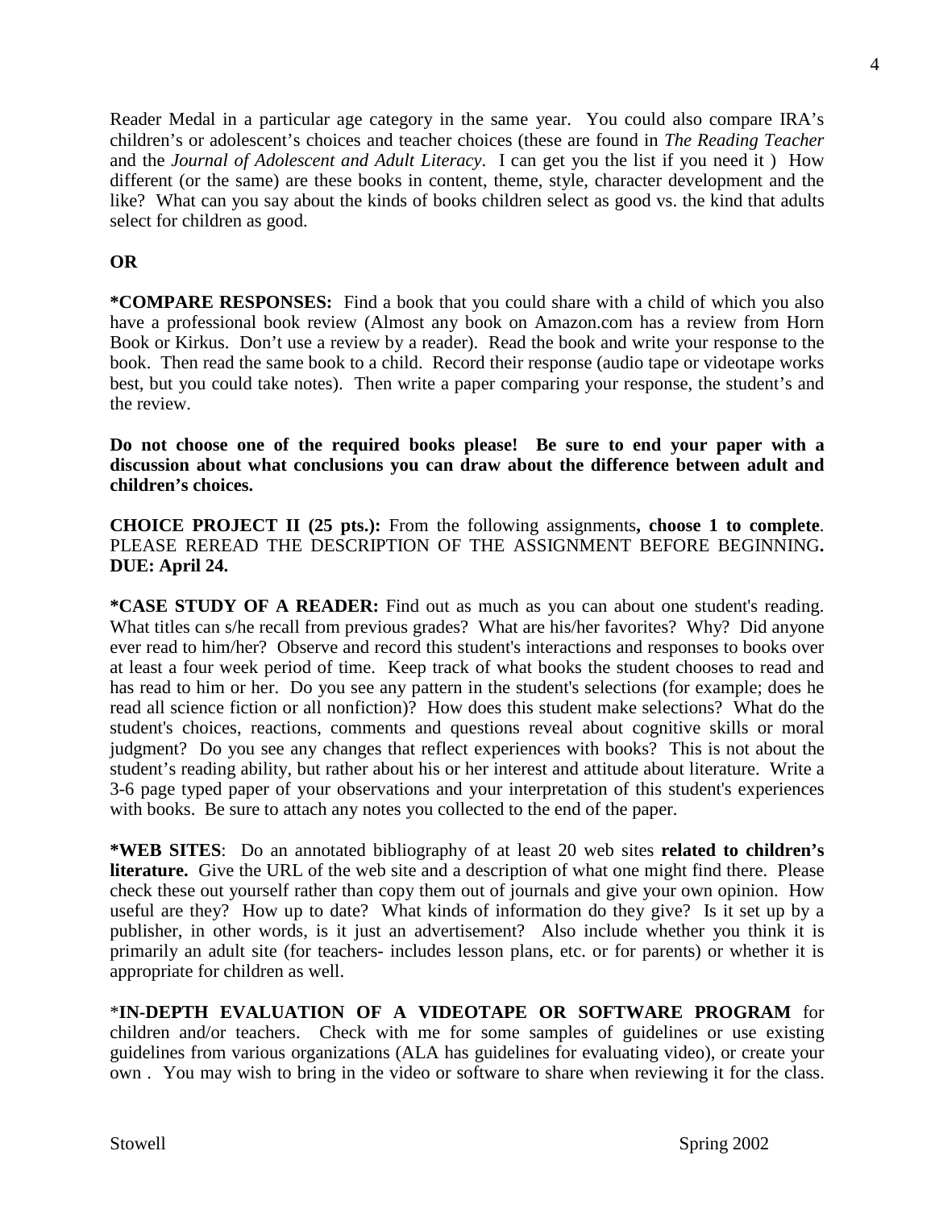Reader Medal in a particular age category in the same year. You could also compare IRA's children's or adolescent's choices and teacher choices (these are found in *The Reading Teacher* and the *Journal of Adolescent and Adult Literacy*. I can get you the list if you need it ) How different (or the same) are these books in content, theme, style, character development and the like? What can you say about the kinds of books children select as good vs. the kind that adults select for children as good.

**OR**

**\*COMPARE RESPONSES:** Find a book that you could share with a child of which you also have a professional book review (Almost any book on Amazon.com has a review from Horn Book or Kirkus. Don't use a review by a reader). Read the book and write your response to the book. Then read the same book to a child. Record their response (audio tape or videotape works best, but you could take notes). Then write a paper comparing your response, the student's and the review.

**Do not choose one of the required books please! Be sure to end your paper with a discussion about what conclusions you can draw about the difference between adult and children's choices.**

**CHOICE PROJECT II (25 pts.):** From the following assignments**, choose 1 to complete**. PLEASE REREAD THE DESCRIPTION OF THE ASSIGNMENT BEFORE BEGINNING**. DUE: April 24.**

**\*CASE STUDY OF A READER:** Find out as much as you can about one student's reading. What titles can s/he recall from previous grades? What are his/her favorites? Why? Did anyone ever read to him/her? Observe and record this student's interactions and responses to books over at least a four week period of time. Keep track of what books the student chooses to read and has read to him or her. Do you see any pattern in the student's selections (for example; does he read all science fiction or all nonfiction)? How does this student make selections? What do the student's choices, reactions, comments and questions reveal about cognitive skills or moral judgment? Do you see any changes that reflect experiences with books? This is not about the student's reading ability, but rather about his or her interest and attitude about literature. Write a 3-6 page typed paper of your observations and your interpretation of this student's experiences with books. Be sure to attach any notes you collected to the end of the paper.

**\*WEB SITES**: Do an annotated bibliography of at least 20 web sites **related to children's literature.** Give the URL of the web site and a description of what one might find there. Please check these out yourself rather than copy them out of journals and give your own opinion. How useful are they? How up to date? What kinds of information do they give? Is it set up by a publisher, in other words, is it just an advertisement? Also include whether you think it is primarily an adult site (for teachers- includes lesson plans, etc. or for parents) or whether it is appropriate for children as well.

\***IN-DEPTH EVALUATION OF A VIDEOTAPE OR SOFTWARE PROGRAM** for children and/or teachers. Check with me for some samples of guidelines or use existing guidelines from various organizations (ALA has guidelines for evaluating video), or create your own . You may wish to bring in the video or software to share when reviewing it for the class.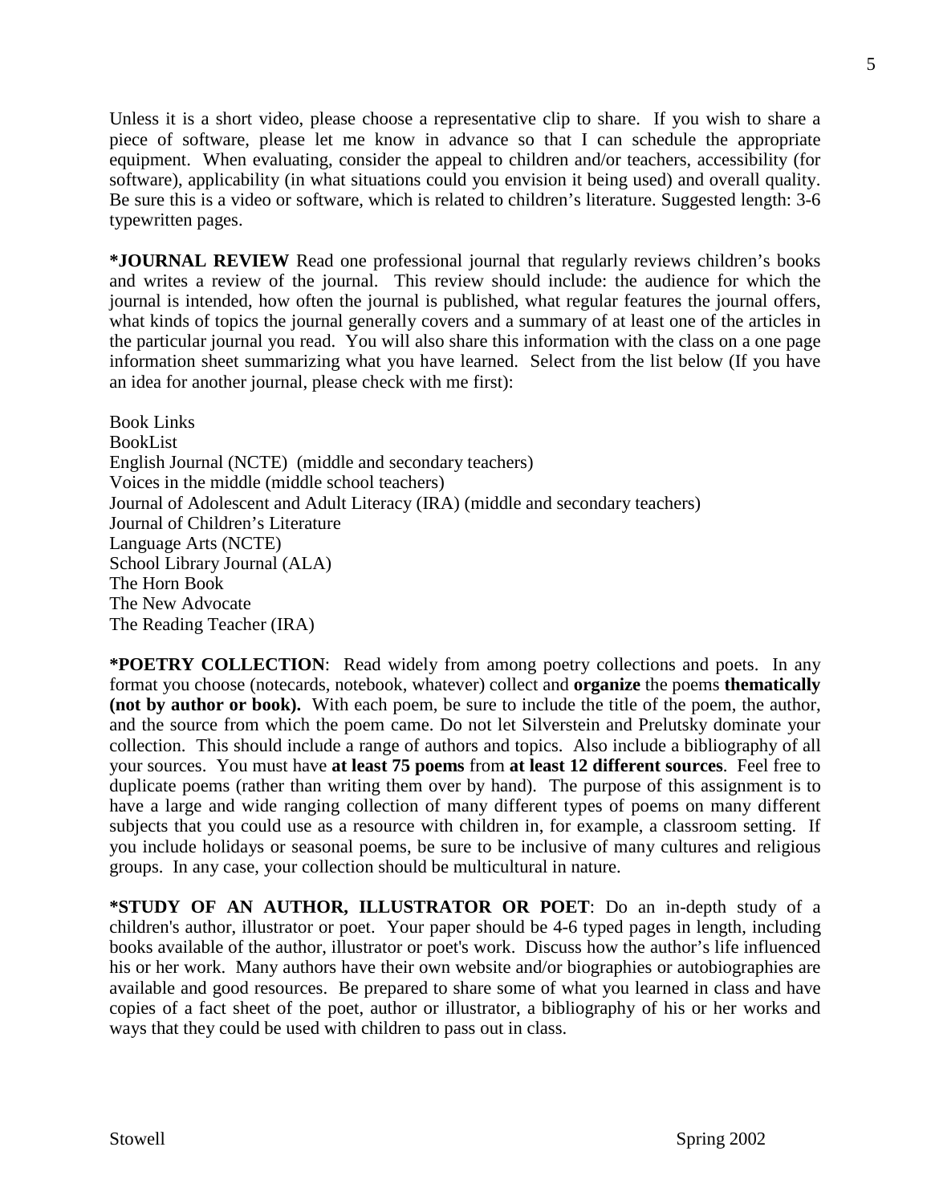Unless it is a short video, please choose a representative clip to share. If you wish to share a piece of software, please let me know in advance so that I can schedule the appropriate equipment. When evaluating, consider the appeal to children and/or teachers, accessibility (for software), applicability (in what situations could you envision it being used) and overall quality. Be sure this is a video or software, which is related to children's literature. Suggested length: 3-6 typewritten pages.

**\*JOURNAL REVIEW** Read one professional journal that regularly reviews children's books and writes a review of the journal. This review should include: the audience for which the journal is intended, how often the journal is published, what regular features the journal offers, what kinds of topics the journal generally covers and a summary of at least one of the articles in the particular journal you read. You will also share this information with the class on a one page information sheet summarizing what you have learned. Select from the list below (If you have an idea for another journal, please check with me first):

Book Links
BookList
English Journal (NCTE) (middle and secondary teachers)
Voices in the middle (middle school teachers)
Journal of Adolescent and Adult Literacy (IRA) (middle and secondary teachers)
Journal of Children's Literature
Language Arts (NCTE)
School Library Journal (ALA)
The Horn Book
The New Advocate
The Reading Teacher (IRA)

**\*POETRY COLLECTION**: Read widely from among poetry collections and poets. In any format you choose (notecards, notebook, whatever) collect and **organize** the poems **thematically (not by author or book).** With each poem, be sure to include the title of the poem, the author, and the source from which the poem came. Do not let Silverstein and Prelutsky dominate your collection. This should include a range of authors and topics. Also include a bibliography of all your sources. You must have **at least 75 poems** from **at least 12 different sources**. Feel free to duplicate poems (rather than writing them over by hand). The purpose of this assignment is to have a large and wide ranging collection of many different types of poems on many different subjects that you could use as a resource with children in, for example, a classroom setting. If you include holidays or seasonal poems, be sure to be inclusive of many cultures and religious groups. In any case, your collection should be multicultural in nature.

**\*STUDY OF AN AUTHOR, ILLUSTRATOR OR POET**: Do an in-depth study of a children's author, illustrator or poet. Your paper should be 4-6 typed pages in length, including books available of the author, illustrator or poet's work. Discuss how the author's life influenced his or her work. Many authors have their own website and/or biographies or autobiographies are available and good resources. Be prepared to share some of what you learned in class and have copies of a fact sheet of the poet, author or illustrator, a bibliography of his or her works and ways that they could be used with children to pass out in class.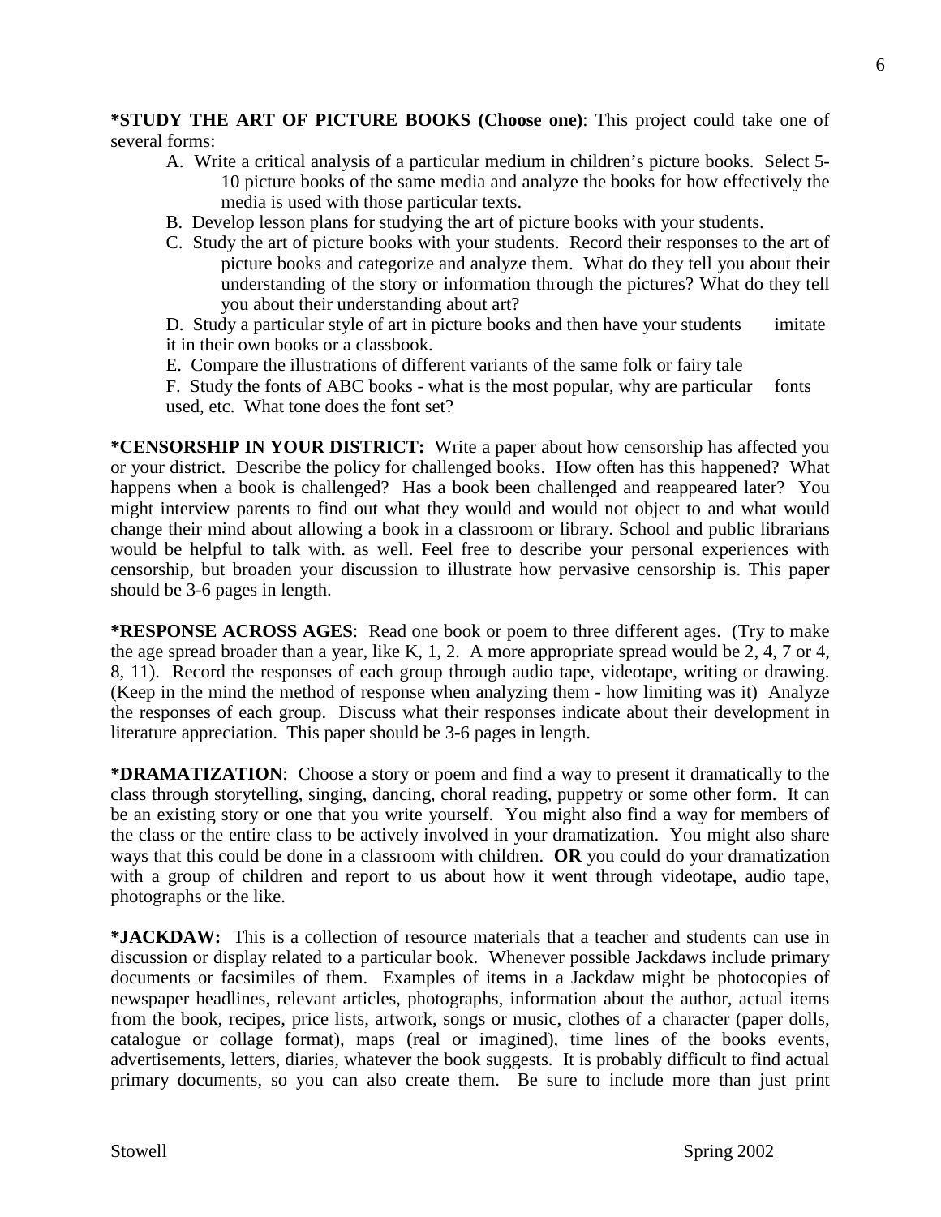**\*STUDY THE ART OF PICTURE BOOKS (Choose one)**: This project could take one of several forms:

A. Write a critical analysis of a particular medium in children's picture books. Select 5-10 picture books of the same media and analyze the books for how effectively the media is used with those particular texts.

B. Develop lesson plans for studying the art of picture books with your students.

C. Study the art of picture books with your students. Record their responses to the art of picture books and categorize and analyze them. What do they tell you about their understanding of the story or information through the pictures? What do they tell you about their understanding about art?

D. Study a particular style of art in picture books and then have your students imitate it in their own books or a classbook.

E. Compare the illustrations of different variants of the same folk or fairy tale

F. Study the fonts of ABC books - what is the most popular, why are particular fonts used, etc. What tone does the font set?

**\*CENSORSHIP IN YOUR DISTRICT:** Write a paper about how censorship has affected you or your district. Describe the policy for challenged books. How often has this happened? What happens when a book is challenged? Has a book been challenged and reappeared later? You might interview parents to find out what they would and would not object to and what would change their mind about allowing a book in a classroom or library. School and public librarians would be helpful to talk with. as well. Feel free to describe your personal experiences with censorship, but broaden your discussion to illustrate how pervasive censorship is. This paper should be 3-6 pages in length.

**\*RESPONSE ACROSS AGES**: Read one book or poem to three different ages. (Try to make the age spread broader than a year, like K, 1, 2. A more appropriate spread would be 2, 4, 7 or 4, 8, 11). Record the responses of each group through audio tape, videotape, writing or drawing. (Keep in the mind the method of response when analyzing them - how limiting was it) Analyze the responses of each group. Discuss what their responses indicate about their development in literature appreciation. This paper should be 3-6 pages in length.

**\*DRAMATIZATION**: Choose a story or poem and find a way to present it dramatically to the class through storytelling, singing, dancing, choral reading, puppetry or some other form. It can be an existing story or one that you write yourself. You might also find a way for members of the class or the entire class to be actively involved in your dramatization. You might also share ways that this could be done in a classroom with children. **OR** you could do your dramatization with a group of children and report to us about how it went through videotape, audio tape, photographs or the like.

**\*JACKDAW:** This is a collection of resource materials that a teacher and students can use in discussion or display related to a particular book. Whenever possible Jackdaws include primary documents or facsimiles of them. Examples of items in a Jackdaw might be photocopies of newspaper headlines, relevant articles, photographs, information about the author, actual items from the book, recipes, price lists, artwork, songs or music, clothes of a character (paper dolls, catalogue or collage format), maps (real or imagined), time lines of the books events, advertisements, letters, diaries, whatever the book suggests. It is probably difficult to find actual primary documents, so you can also create them. Be sure to include more than just print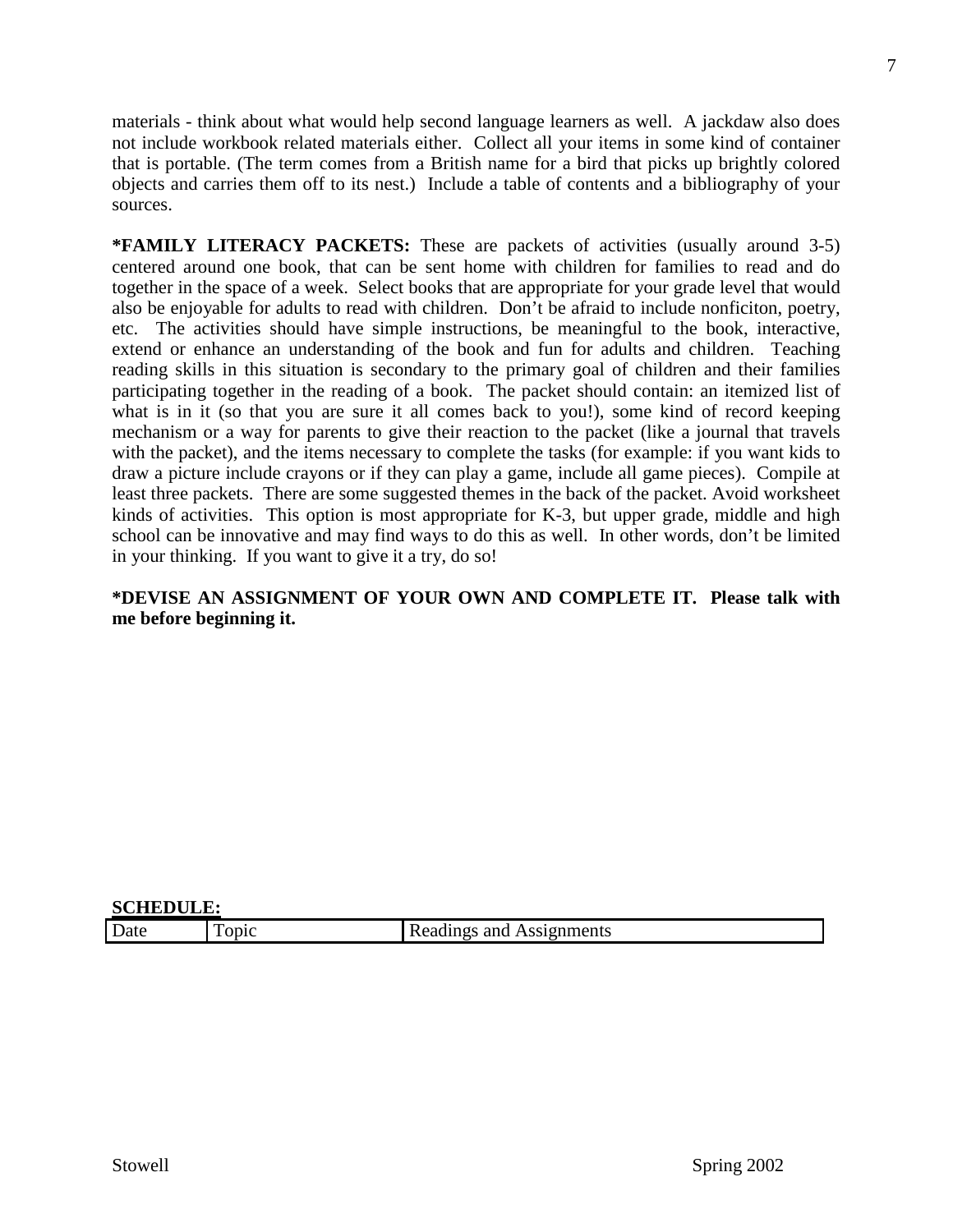materials - think about what would help second language learners as well. A jackdaw also does not include workbook related materials either. Collect all your items in some kind of container that is portable. (The term comes from a British name for a bird that picks up brightly colored objects and carries them off to its nest.) Include a table of contents and a bibliography of your sources.

**\*FAMILY LITERACY PACKETS:** These are packets of activities (usually around 3-5) centered around one book, that can be sent home with children for families to read and do together in the space of a week. Select books that are appropriate for your grade level that would also be enjoyable for adults to read with children. Don't be afraid to include nonficiton, poetry, etc. The activities should have simple instructions, be meaningful to the book, interactive, extend or enhance an understanding of the book and fun for adults and children. Teaching reading skills in this situation is secondary to the primary goal of children and their families participating together in the reading of a book. The packet should contain: an itemized list of what is in it (so that you are sure it all comes back to you!), some kind of record keeping mechanism or a way for parents to give their reaction to the packet (like a journal that travels with the packet), and the items necessary to complete the tasks (for example: if you want kids to draw a picture include crayons or if they can play a game, include all game pieces). Compile at least three packets. There are some suggested themes in the back of the packet. Avoid worksheet kinds of activities. This option is most appropriate for K-3, but upper grade, middle and high school can be innovative and may find ways to do this as well. In other words, don't be limited in your thinking. If you want to give it a try, do so!

**\*DEVISE AN ASSIGNMENT OF YOUR OWN AND COMPLETE IT. Please talk with me before beginning it.**

**SCHEDULE:**

| Date | Topic | Readings and Assignments |
| --- | --- | --- |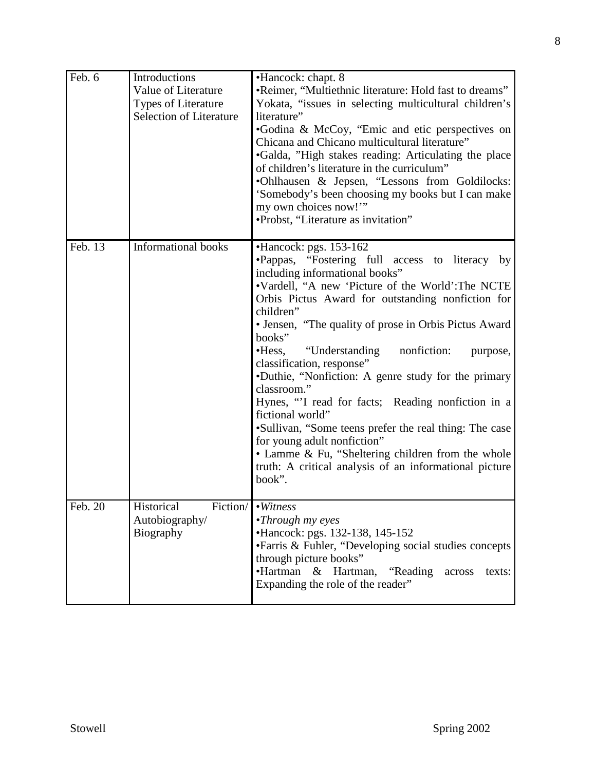| | | |
|---|---|---|
| Feb. 6 | Introductions<br>Value of Literature<br>Types of Literature<br>Selection of Literature | •Hancock: chapt. 8<br>•Reimer, "Multiethnic literature: Hold fast to dreams"<br>Yokata, "issues in selecting multicultural children's literature"<br>•Godina & McCoy, "Emic and etic perspectives on Chicana and Chicano multicultural literature"<br>•Galda, "High stakes reading: Articulating the place of children's literature in the curriculum"<br>•Ohlhausen & Jepsen, "Lessons from Goldilocks: 'Somebody's been choosing my books but I can make my own choices now!'"<br>•Probst, "Literature as invitation" |
| Feb. 13 | Informational books | •Hancock: pgs. 153-162<br>•Pappas, "Fostering full access to literacy by including informational books"<br>•Vardell, "A new 'Picture of the World':The NCTE Orbis Pictus Award for outstanding nonfiction for children"<br>• Jensen, "The quality of prose in Orbis Pictus Award books"<br>•Hess, "Understanding nonfiction: purpose, classification, response"<br>•Duthie, "Nonfiction: A genre study for the primary classroom."<br>Hynes, "'I read for facts; Reading nonfiction in a fictional world"<br>•Sullivan, "Some teens prefer the real thing: The case for young adult nonfiction"<br>• Lamme & Fu, "Sheltering children from the whole truth: A critical analysis of an informational picture book". |
| Feb. 20 | Historical Fiction/<br>Autobiography/<br>Biography | •*Witness*<br>•*Through my eyes*<br>•Hancock: pgs. 132-138, 145-152<br>•Farris & Fuhler, "Developing social studies concepts through picture books"<br>•Hartman & Hartman, "Reading across texts: Expanding the role of the reader" |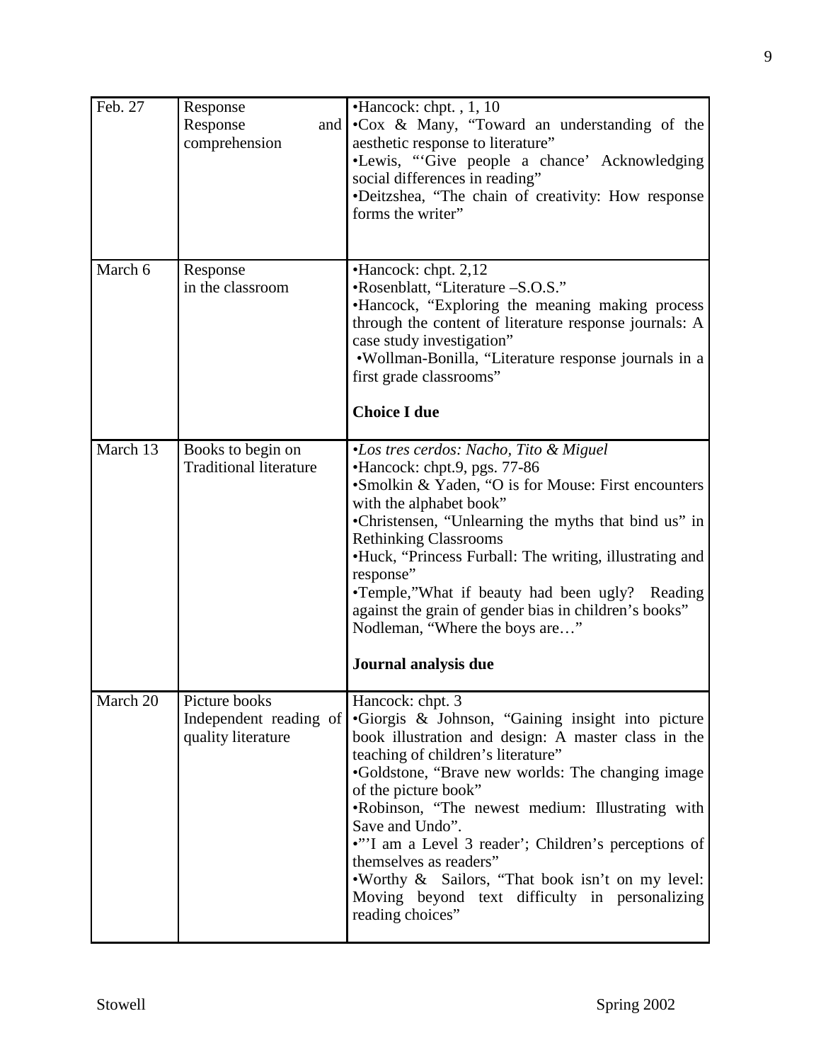| | | |
|---|---|---|
| Feb. 27 | Response<br>Response and comprehension | •Hancock: chpt. , 1, 10<br>•Cox & Many, "Toward an understanding of the aesthetic response to literature"<br>•Lewis, "'Give people a chance' Acknowledging social differences in reading"<br>•Deitzshea, "The chain of creativity: How response forms the writer" |
| March 6 | Response<br>in the classroom | •Hancock: chpt. 2,12<br>•Rosenblatt, "Literature –S.O.S."<br>•Hancock, "Exploring the meaning making process through the content of literature response journals: A case study investigation"<br>•Wollman-Bonilla, "Literature response journals in a first grade classrooms"<br><br>**Choice I due** |
| March 13 | Books to begin on<br>Traditional literature | •*Los tres cerdos: Nacho, Tito & Miguel*<br>•Hancock: chpt.9, pgs. 77-86<br>•Smolkin & Yaden, "O is for Mouse: First encounters with the alphabet book"<br>•Christensen, "Unlearning the myths that bind us" in Rethinking Classrooms<br>•Huck, "Princess Furball: The writing, illustrating and response"<br>•Temple,"What if beauty had been ugly? Reading against the grain of gender bias in children's books"<br>Nodleman, "Where the boys are…"<br><br>**Journal analysis due** |
| March 20 | Picture books<br>Independent reading of quality literature | Hancock: chpt. 3<br>•Giorgis & Johnson, "Gaining insight into picture book illustration and design: A master class in the teaching of children's literature"<br>•Goldstone, "Brave new worlds: The changing image of the picture book"<br>•Robinson, "The newest medium: Illustrating with Save and Undo".<br>•"'I am a Level 3 reader'; Children's perceptions of themselves as readers"<br>•Worthy & Sailors, "That book isn't on my level: Moving beyond text difficulty in personalizing reading choices" |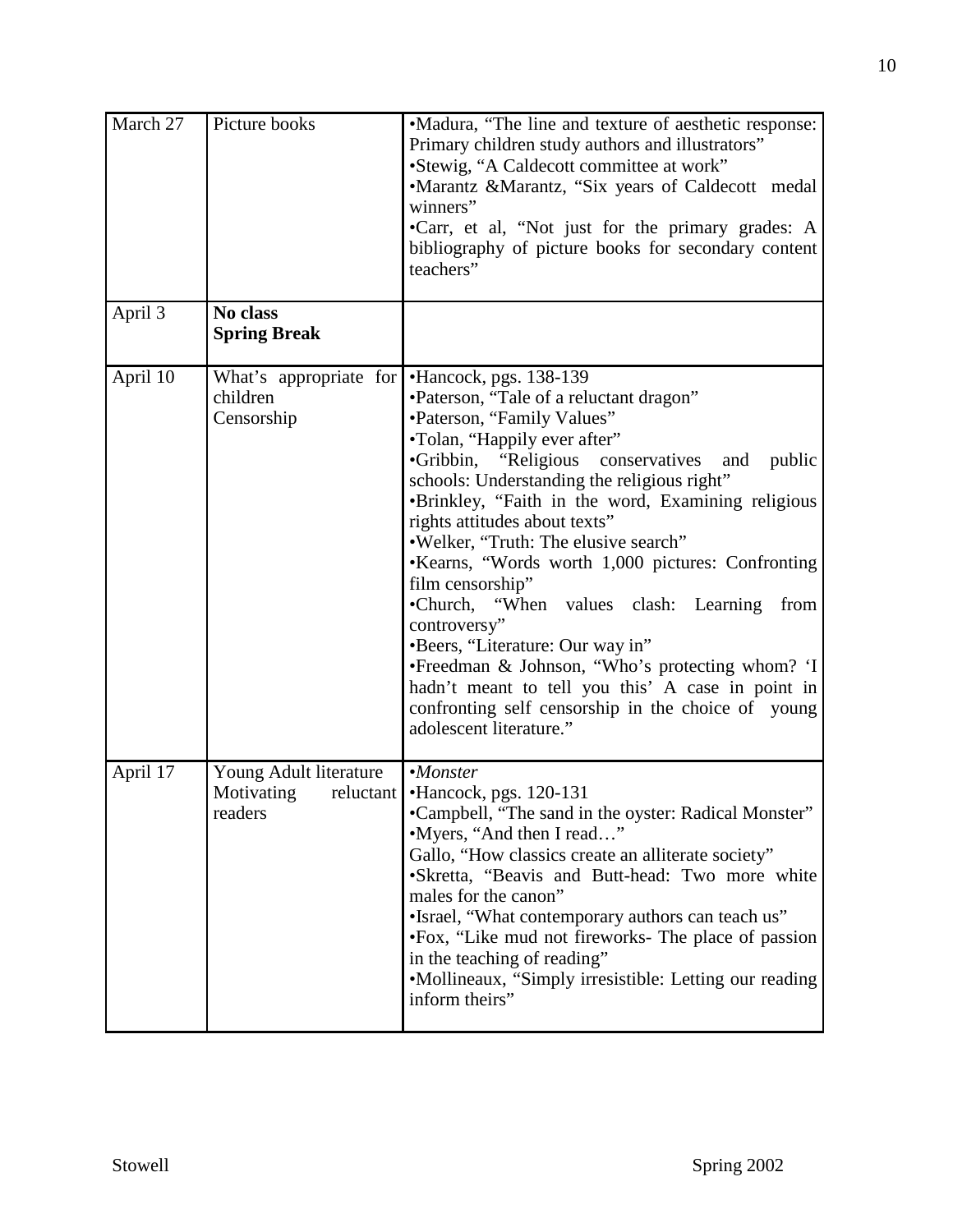| | | |
|---|---|---|
| March 27 | Picture books | •Madura, "The line and texture of aesthetic response: Primary children study authors and illustrators"<br>•Stewig, "A Caldecott committee at work"<br>•Marantz &Marantz, "Six years of Caldecott medal winners"<br>•Carr, et al, "Not just for the primary grades: A bibliography of picture books for secondary content teachers" |
| April 3 | **No class**<br>**Spring Break** | |
| April 10 | What's appropriate for children<br>Censorship | •Hancock, pgs. 138-139<br>•Paterson, "Tale of a reluctant dragon"<br>•Paterson, "Family Values"<br>•Tolan, "Happily ever after"<br>•Gribbin, "Religious conservatives and public schools: Understanding the religious right"<br>•Brinkley, "Faith in the word, Examining religious rights attitudes about texts"<br>•Welker, "Truth: The elusive search"<br>•Kearns, "Words worth 1,000 pictures: Confronting film censorship"<br>•Church, "When values clash: Learning from controversy"<br>•Beers, "Literature: Our way in"<br>•Freedman & Johnson, "Who's protecting whom? 'I hadn't meant to tell you this' A case in point in confronting self censorship in the choice of young adolescent literature." |
| April 17 | Young Adult literature<br>Motivating reluctant readers | •*Monster*<br>•Hancock, pgs. 120-131<br>•Campbell, "The sand in the oyster: Radical Monster"<br>•Myers, "And then I read…"<br>Gallo, "How classics create an alliterate society"<br>•Skretta, "Beavis and Butt-head: Two more white males for the canon"<br>•Israel, "What contemporary authors can teach us"<br>•Fox, "Like mud not fireworks- The place of passion in the teaching of reading"<br>•Mollineaux, "Simply irresistible: Letting our reading inform theirs" |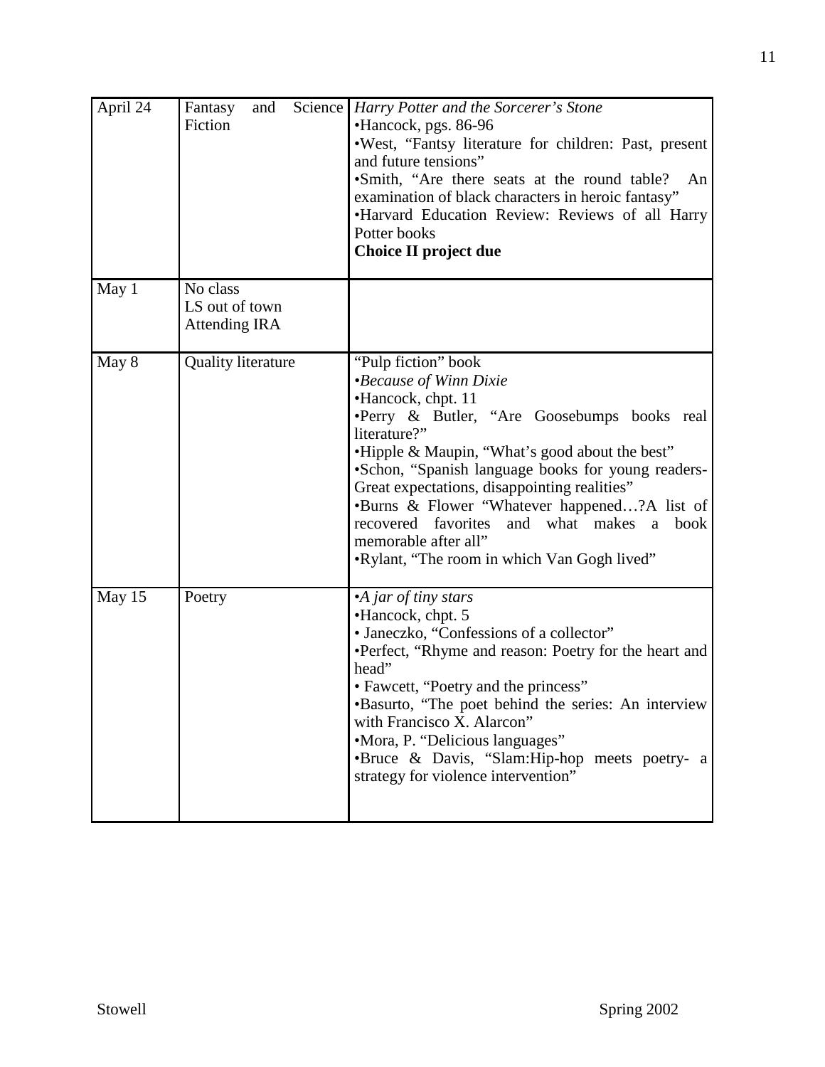| | | |
|---|---|---|
| April 24 | Fantasy and Science Fiction | *Harry Potter and the Sorcerer's Stone*<br>•Hancock, pgs. 86-96<br>•West, "Fantsy literature for children: Past, present and future tensions"<br>•Smith, "Are there seats at the round table? An examination of black characters in heroic fantasy"<br>•Harvard Education Review: Reviews of all Harry Potter books<br>**Choice II project due** |
| May 1 | No class<br>LS out of town<br>Attending IRA | |
| May 8 | Quality literature | "Pulp fiction" book<br>•*Because of Winn Dixie*<br>•Hancock, chpt. 11<br>•Perry & Butler, "Are Goosebumps books real literature?"<br>•Hipple & Maupin, "What's good about the best"<br>•Schon, "Spanish language books for young readers-Great expectations, disappointing realities"<br>•Burns & Flower "Whatever happened…?A list of recovered favorites and what makes a book memorable after all"<br>•Rylant, "The room in which Van Gogh lived" |
| May 15 | Poetry | •*A jar of tiny stars*<br>•Hancock, chpt. 5<br>• Janeczko, "Confessions of a collector"<br>•Perfect, "Rhyme and reason: Poetry for the heart and head"<br>• Fawcett, "Poetry and the princess"<br>•Basurto, "The poet behind the series: An interview with Francisco X. Alarcon"<br>•Mora, P. "Delicious languages"<br>•Bruce & Davis, "Slam:Hip-hop meets poetry- a strategy for violence intervention" |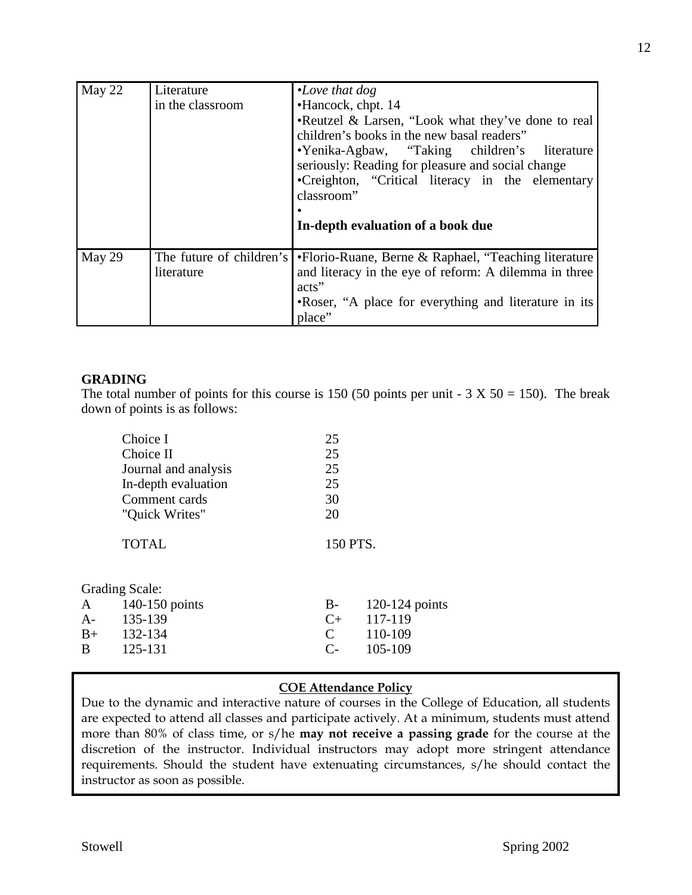| May 22 | Literature in the classroom | •*Love that dog*<br>•Hancock, chpt. 14<br>•Reutzel & Larsen, "Look what they've done to real children's books in the new basal readers"<br>•Yenika-Agbaw, "Taking children's literature seriously: Reading for pleasure and social change<br>•Creighton, "Critical literacy in the elementary classroom"<br>•<br>**In-depth evaluation of a book due** |
|---|---|---|
| May 29 | The future of children's literature | •Florio-Ruane, Berne & Raphael, "Teaching literature and literacy in the eye of reform: A dilemma in three acts"<br>•Roser, "A place for everything and literature in its place" |

**GRADING**

The total number of points for this course is 150 (50 points per unit - 3 X 50 = 150). The break down of points is as follows:

| | |
|---|---|
| Choice I | 25 |
| Choice II | 25 |
| Journal and analysis | 25 |
| In-depth evaluation | 25 |
| Comment cards | 30 |
| "Quick Writes" | 20 |
| TOTAL | 150 PTS. |

Grading Scale:

| | | | |
|---|---|---|---|
| A | 140-150 points | B- | 120-124 points |
| A- | 135-139 | C+ | 117-119 |
| B+ | 132-134 | C | 110-109 |
| B | 125-131 | C- | 105-109 |

**COE Attendance Policy**

Due to the dynamic and interactive nature of courses in the College of Education, all students are expected to attend all classes and participate actively. At a minimum, students must attend more than 80% of class time, or s/he **may not receive a passing grade** for the course at the discretion of the instructor. Individual instructors may adopt more stringent attendance requirements. Should the student have extenuating circumstances, s/he should contact the instructor as soon as possible.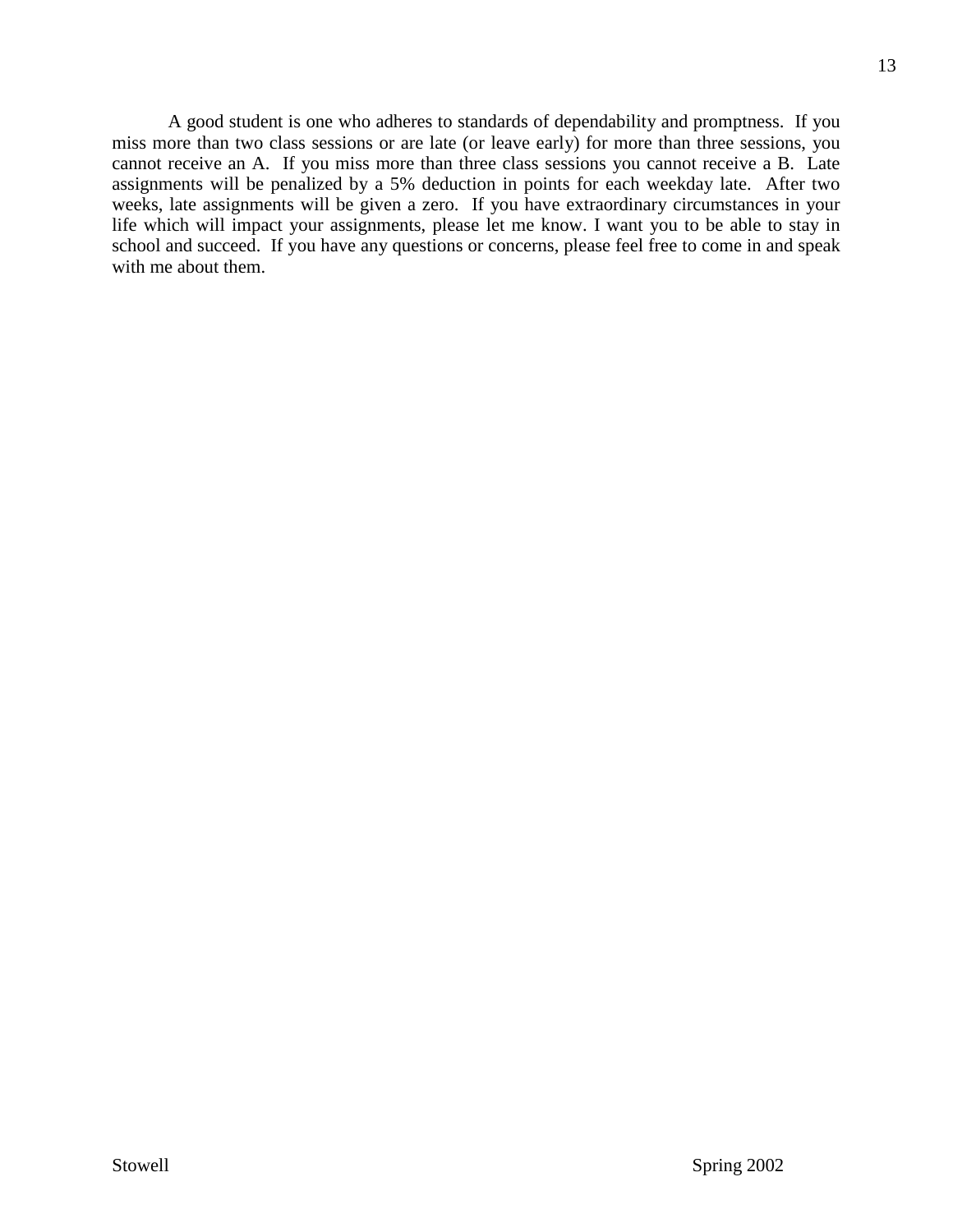A good student is one who adheres to standards of dependability and promptness. If you miss more than two class sessions or are late (or leave early) for more than three sessions, you cannot receive an A. If you miss more than three class sessions you cannot receive a B. Late assignments will be penalized by a 5% deduction in points for each weekday late. After two weeks, late assignments will be given a zero. If you have extraordinary circumstances in your life which will impact your assignments, please let me know. I want you to be able to stay in school and succeed. If you have any questions or concerns, please feel free to come in and speak with me about them.